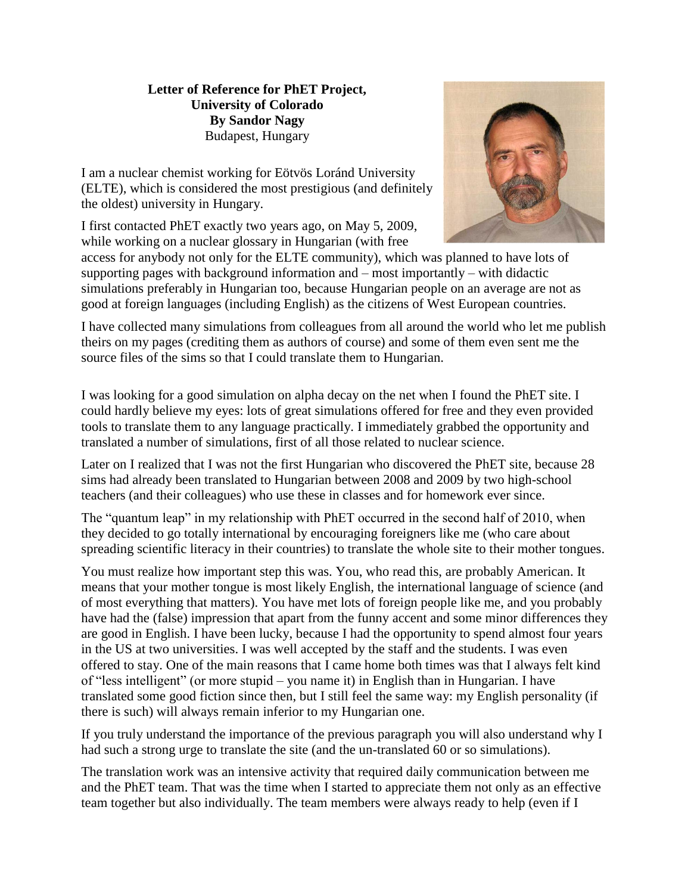**Letter of Reference for PhET Project,**
**University of Colorado**
**By Sandor Nagy**
Budapest, Hungary

I am a nuclear chemist working for Eötvös Loránd University (ELTE), which is considered the most prestigious (and definitely the oldest) university in Hungary.

I first contacted PhET exactly two years ago, on May 5, 2009, while working on a nuclear glossary in Hungarian (with free access for anybody not only for the ELTE community), which was planned to have lots of supporting pages with background information and – most importantly – with didactic simulations preferably in Hungarian too, because Hungarian people on an average are not as good at foreign languages (including English) as the citizens of West European countries.

I have collected many simulations from colleagues from all around the world who let me publish theirs on my pages (crediting them as authors of course) and some of them even sent me the source files of the sims so that I could translate them to Hungarian.

I was looking for a good simulation on alpha decay on the net when I found the PhET site. I could hardly believe my eyes: lots of great simulations offered for free and they even provided tools to translate them to any language practically. I immediately grabbed the opportunity and translated a number of simulations, first of all those related to nuclear science.

Later on I realized that I was not the first Hungarian who discovered the PhET site, because 28 sims had already been translated to Hungarian between 2008 and 2009 by two high-school teachers (and their colleagues) who use these in classes and for homework ever since.

The "quantum leap" in my relationship with PhET occurred in the second half of 2010, when they decided to go totally international by encouraging foreigners like me (who care about spreading scientific literacy in their countries) to translate the whole site to their mother tongues.

You must realize how important step this was. You, who read this, are probably American. It means that your mother tongue is most likely English, the international language of science (and of most everything that matters). You have met lots of foreign people like me, and you probably have had the (false) impression that apart from the funny accent and some minor differences they are good in English. I have been lucky, because I had the opportunity to spend almost four years in the US at two universities. I was well accepted by the staff and the students. I was even offered to stay. One of the main reasons that I came home both times was that I always felt kind of "less intelligent" (or more stupid – you name it) in English than in Hungarian. I have translated some good fiction since then, but I still feel the same way: my English personality (if there is such) will always remain inferior to my Hungarian one.

If you truly understand the importance of the previous paragraph you will also understand why I had such a strong urge to translate the site (and the un-translated 60 or so simulations).

The translation work was an intensive activity that required daily communication between me and the PhET team. That was the time when I started to appreciate them not only as an effective team together but also individually. The team members were always ready to help (even if I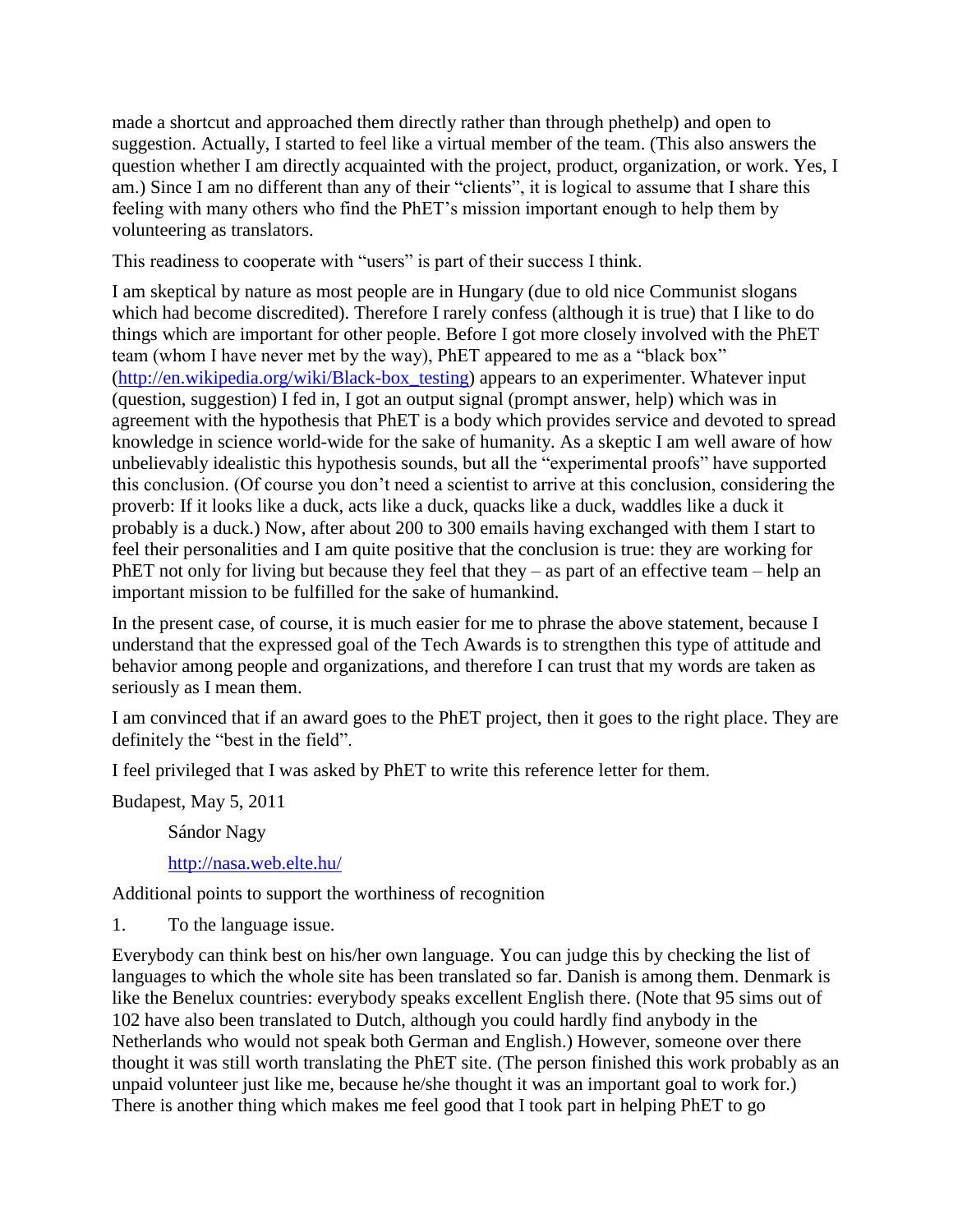made a shortcut and approached them directly rather than through phethelp) and open to suggestion. Actually, I started to feel like a virtual member of the team. (This also answers the question whether I am directly acquainted with the project, product, organization, or work. Yes, I am.) Since I am no different than any of their "clients", it is logical to assume that I share this feeling with many others who find the PhET's mission important enough to help them by volunteering as translators.

This readiness to cooperate with "users" is part of their success I think.

I am skeptical by nature as most people are in Hungary (due to old nice Communist slogans which had become discredited). Therefore I rarely confess (although it is true) that I like to do things which are important for other people. Before I got more closely involved with the PhET team (whom I have never met by the way), PhET appeared to me as a "black box" ([http://en.wikipedia.org/wiki/Black-box_testing](http://en.wikipedia.org/wiki/Black-box_testing)) appears to an experimenter. Whatever input (question, suggestion) I fed in, I got an output signal (prompt answer, help) which was in agreement with the hypothesis that PhET is a body which provides service and devoted to spread knowledge in science world-wide for the sake of humanity. As a skeptic I am well aware of how unbelievably idealistic this hypothesis sounds, but all the "experimental proofs" have supported this conclusion. (Of course you don't need a scientist to arrive at this conclusion, considering the proverb: If it looks like a duck, acts like a duck, quacks like a duck, waddles like a duck it probably is a duck.) Now, after about 200 to 300 emails having exchanged with them I start to feel their personalities and I am quite positive that the conclusion is true: they are working for PhET not only for living but because they feel that they – as part of an effective team – help an important mission to be fulfilled for the sake of humankind.

In the present case, of course, it is much easier for me to phrase the above statement, because I understand that the expressed goal of the Tech Awards is to strengthen this type of attitude and behavior among people and organizations, and therefore I can trust that my words are taken as seriously as I mean them.

I am convinced that if an award goes to the PhET project, then it goes to the right place. They are definitely the "best in the field".

I feel privileged that I was asked by PhET to write this reference letter for them.

Budapest, May 5, 2011

Sándor Nagy

[http://nasa.web.elte.hu/](http://nasa.web.elte.hu/)

Additional points to support the worthiness of recognition

1. To the language issue.

Everybody can think best on his/her own language. You can judge this by checking the list of languages to which the whole site has been translated so far. Danish is among them. Denmark is like the Benelux countries: everybody speaks excellent English there. (Note that 95 sims out of 102 have also been translated to Dutch, although you could hardly find anybody in the Netherlands who would not speak both German and English.) However, someone over there thought it was still worth translating the PhET site. (The person finished this work probably as an unpaid volunteer just like me, because he/she thought it was an important goal to work for.) There is another thing which makes me feel good that I took part in helping PhET to go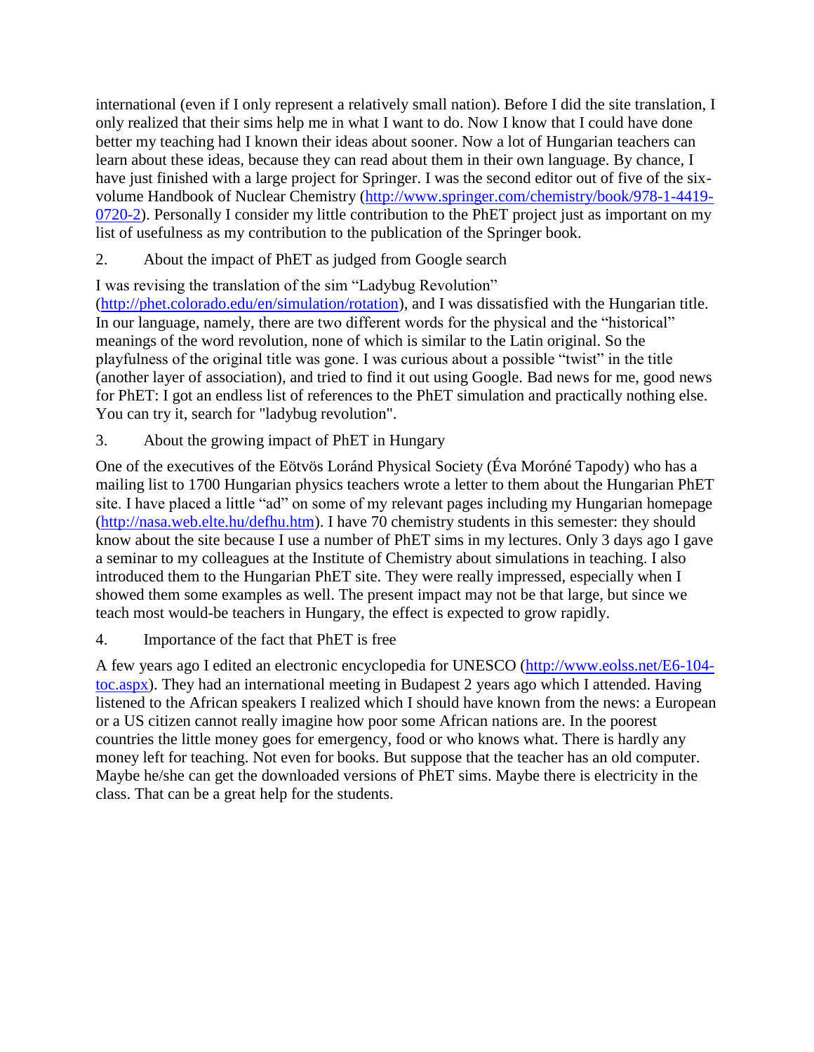international (even if I only represent a relatively small nation). Before I did the site translation, I only realized that their sims help me in what I want to do. Now I know that I could have done better my teaching had I known their ideas about sooner. Now a lot of Hungarian teachers can learn about these ideas, because they can read about them in their own language. By chance, I have just finished with a large project for Springer. I was the second editor out of five of the six-volume Handbook of Nuclear Chemistry ([http://www.springer.com/chemistry/book/978-1-4419-0720-2](http://www.springer.com/chemistry/book/978-1-4419-0720-2)). Personally I consider my little contribution to the PhET project just as important on my list of usefulness as my contribution to the publication of the Springer book.

2. About the impact of PhET as judged from Google search

I was revising the translation of the sim "Ladybug Revolution" ([http://phet.colorado.edu/en/simulation/rotation](http://phet.colorado.edu/en/simulation/rotation)), and I was dissatisfied with the Hungarian title. In our language, namely, there are two different words for the physical and the "historical" meanings of the word revolution, none of which is similar to the Latin original. So the playfulness of the original title was gone. I was curious about a possible "twist" in the title (another layer of association), and tried to find it out using Google. Bad news for me, good news for PhET: I got an endless list of references to the PhET simulation and practically nothing else. You can try it, search for "ladybug revolution".

3. About the growing impact of PhET in Hungary

One of the executives of the Eötvös Loránd Physical Society (Éva Moróné Tapody) who has a mailing list to 1700 Hungarian physics teachers wrote a letter to them about the Hungarian PhET site. I have placed a little "ad" on some of my relevant pages including my Hungarian homepage ([http://nasa.web.elte.hu/defhu.htm](http://nasa.web.elte.hu/defhu.htm)). I have 70 chemistry students in this semester: they should know about the site because I use a number of PhET sims in my lectures. Only 3 days ago I gave a seminar to my colleagues at the Institute of Chemistry about simulations in teaching. I also introduced them to the Hungarian PhET site. They were really impressed, especially when I showed them some examples as well. The present impact may not be that large, but since we teach most would-be teachers in Hungary, the effect is expected to grow rapidly.

4. Importance of the fact that PhET is free

A few years ago I edited an electronic encyclopedia for UNESCO ([http://www.eolss.net/E6-104-toc.aspx](http://www.eolss.net/E6-104-toc.aspx)). They had an international meeting in Budapest 2 years ago which I attended. Having listened to the African speakers I realized which I should have known from the news: a European or a US citizen cannot really imagine how poor some African nations are. In the poorest countries the little money goes for emergency, food or who knows what. There is hardly any money left for teaching. Not even for books. But suppose that the teacher has an old computer. Maybe he/she can get the downloaded versions of PhET sims. Maybe there is electricity in the class. That can be a great help for the students.